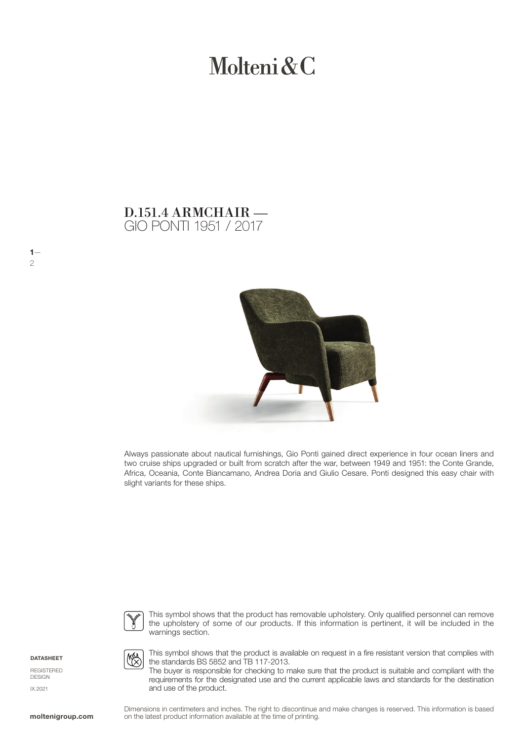# Molteni&C

## D.151.4 ARMCHAIR —
GIO PONTI 1951 / 2017

Always passionate about nautical furnishings, Gio Ponti gained direct experience in four ocean liners and two cruise ships upgraded or built from scratch after the war, between 1949 and 1951: the Conte Grande, Africa, Oceania, Conte Biancamano, Andrea Doria and Giulio Cesare. Ponti designed this easy chair with slight variants for these ships.

This symbol shows that the product has removable upholstery. Only qualified personnel can remove the upholstery of some of our products. If this information is pertinent, it will be included in the warnings section.

This symbol shows that the product is available on request in a fire resistant version that complies with the standards BS 5852 and TB 117-2013.
The buyer is responsible for checking to make sure that the product is suitable and compliant with the requirements for the designated use and the current applicable laws and standards for the destination and use of the product.

**DATASHEET**

REGISTERED DESIGN

IX.2021

Dimensions in centimeters and inches. The right to discontinue and make changes is reserved. This information is based on the latest product information available at the time of printing.

**moltenigroup.com**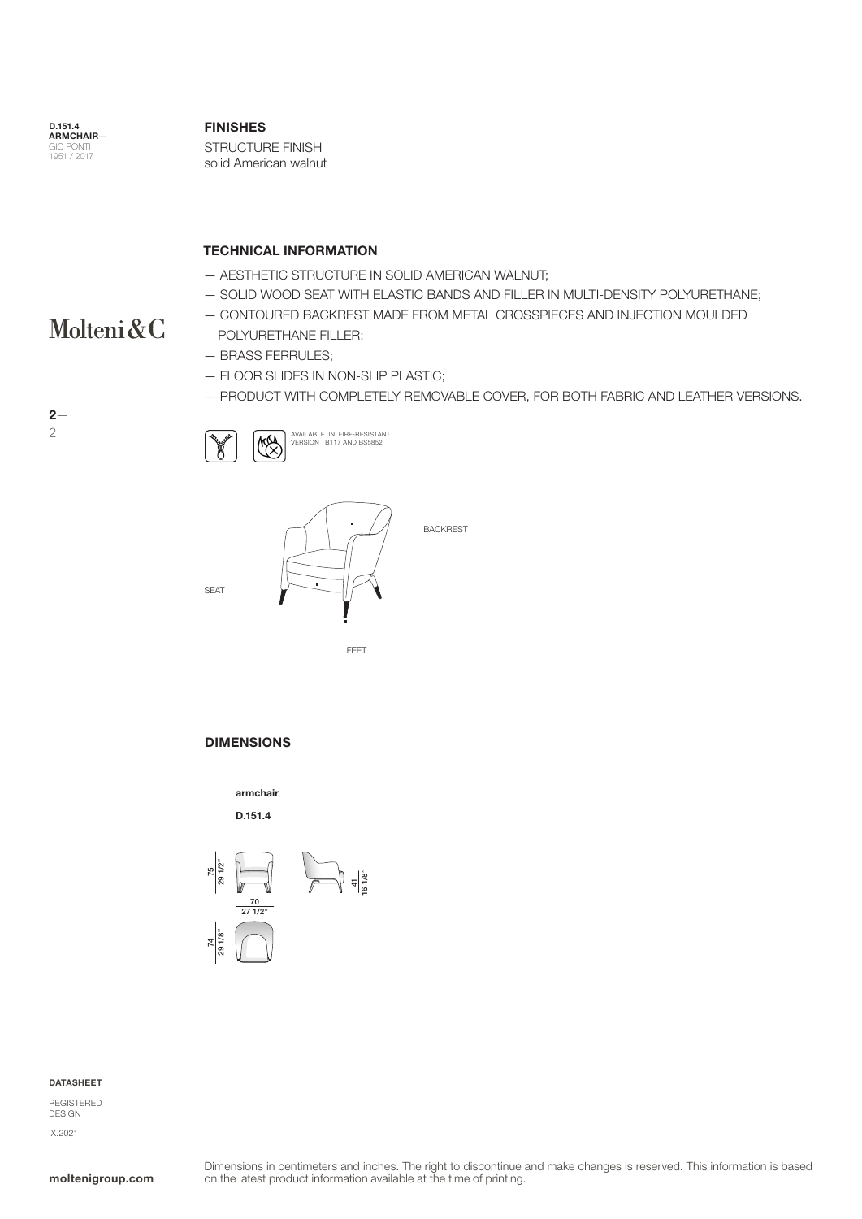D.151.4
**ARMCHAIR**—
GIO PONTI
1951 / 2017

Molteni&C

## FINISHES

STRUCTURE FINISH
solid American walnut

## TECHNICAL INFORMATION

— AESTHETIC STRUCTURE IN SOLID AMERICAN WALNUT;
— SOLID WOOD SEAT WITH ELASTIC BANDS AND FILLER IN MULTI-DENSITY POLYURETHANE;
— CONTOURED BACKREST MADE FROM METAL CROSSPIECES AND INJECTION MOULDED POLYURETHANE FILLER;
— BRASS FERRULES;
— FLOOR SLIDES IN NON-SLIP PLASTIC;
— PRODUCT WITH COMPLETELY REMOVABLE COVER, FOR BOTH FABRIC AND LEATHER VERSIONS.

AVAILABLE IN FIRE-RESISTANT VERSION TB117 AND BS5852

BACKREST
SEAT
FEET

## DIMENSIONS

**armchair**

**D.151.4**

75
29 1/2"
70
27 1/2"
41
16 1/8"
74
29 1/8"

**DATASHEET**

REGISTERED DESIGN

IX.2021

Dimensions in centimeters and inches. The right to discontinue and make changes is reserved. This information is based on the latest product information available at the time of printing.

**moltenigroup.com**